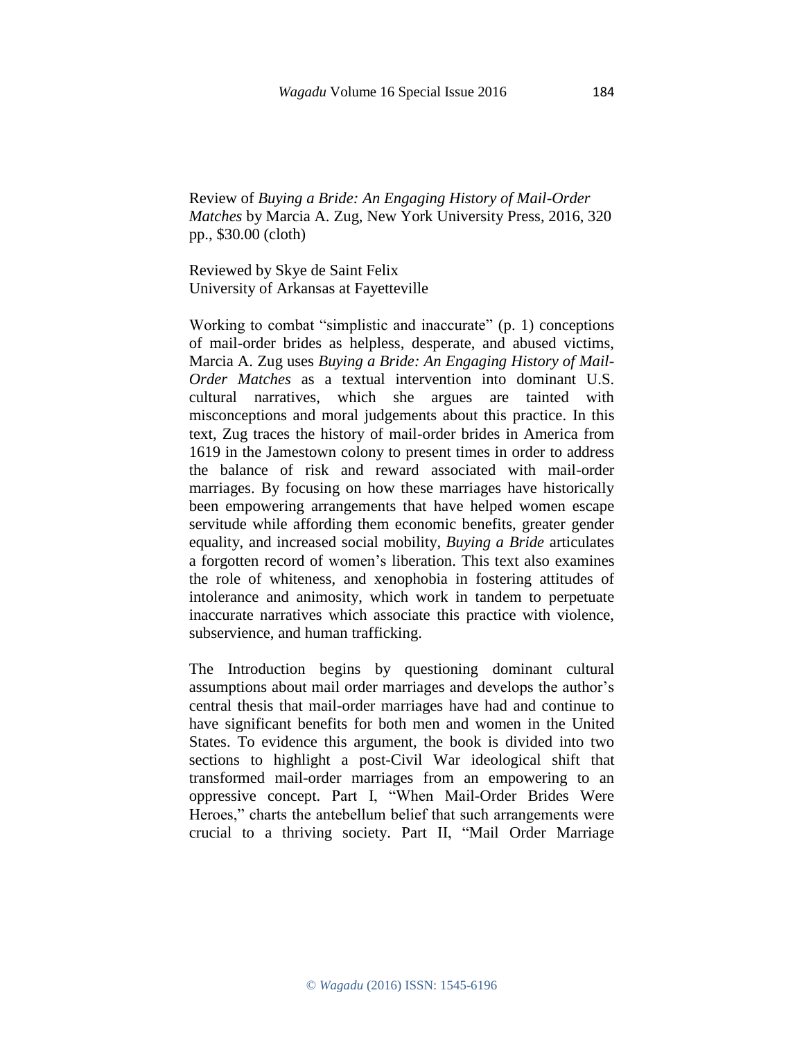Review of *Buying a Bride: An Engaging History of Mail-Order Matches* by Marcia A. Zug, New York University Press, 2016, 320 pp., $30.00 (cloth)

Reviewed by Skye de Saint Felix
University of Arkansas at Fayetteville

Working to combat "simplistic and inaccurate" (p. 1) conceptions of mail-order brides as helpless, desperate, and abused victims, Marcia A. Zug uses *Buying a Bride: An Engaging History of Mail-Order Matches* as a textual intervention into dominant U.S. cultural narratives, which she argues are tainted with misconceptions and moral judgements about this practice. In this text, Zug traces the history of mail-order brides in America from 1619 in the Jamestown colony to present times in order to address the balance of risk and reward associated with mail-order marriages. By focusing on how these marriages have historically been empowering arrangements that have helped women escape servitude while affording them economic benefits, greater gender equality, and increased social mobility, *Buying a Bride* articulates a forgotten record of women's liberation. This text also examines the role of whiteness, and xenophobia in fostering attitudes of intolerance and animosity, which work in tandem to perpetuate inaccurate narratives which associate this practice with violence, subservience, and human trafficking.

The Introduction begins by questioning dominant cultural assumptions about mail order marriages and develops the author's central thesis that mail-order marriages have had and continue to have significant benefits for both men and women in the United States. To evidence this argument, the book is divided into two sections to highlight a post-Civil War ideological shift that transformed mail-order marriages from an empowering to an oppressive concept. Part I, "When Mail-Order Brides Were Heroes," charts the antebellum belief that such arrangements were crucial to a thriving society. Part II, "Mail Order Marriage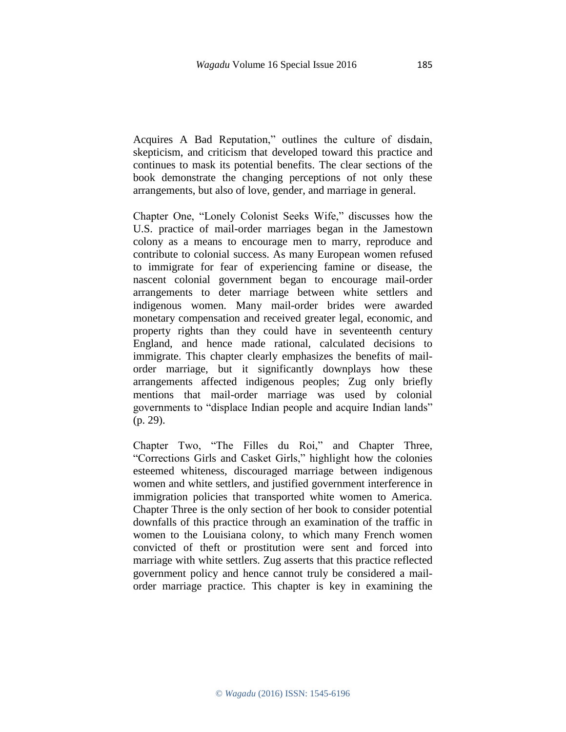Acquires A Bad Reputation," outlines the culture of disdain, skepticism, and criticism that developed toward this practice and continues to mask its potential benefits. The clear sections of the book demonstrate the changing perceptions of not only these arrangements, but also of love, gender, and marriage in general.

Chapter One, "Lonely Colonist Seeks Wife," discusses how the U.S. practice of mail-order marriages began in the Jamestown colony as a means to encourage men to marry, reproduce and contribute to colonial success. As many European women refused to immigrate for fear of experiencing famine or disease, the nascent colonial government began to encourage mail-order arrangements to deter marriage between white settlers and indigenous women. Many mail-order brides were awarded monetary compensation and received greater legal, economic, and property rights than they could have in seventeenth century England, and hence made rational, calculated decisions to immigrate. This chapter clearly emphasizes the benefits of mail-order marriage, but it significantly downplays how these arrangements affected indigenous peoples; Zug only briefly mentions that mail-order marriage was used by colonial governments to "displace Indian people and acquire Indian lands" (p. 29).

Chapter Two, "The Filles du Roi," and Chapter Three, "Corrections Girls and Casket Girls," highlight how the colonies esteemed whiteness, discouraged marriage between indigenous women and white settlers, and justified government interference in immigration policies that transported white women to America. Chapter Three is the only section of her book to consider potential downfalls of this practice through an examination of the traffic in women to the Louisiana colony, to which many French women convicted of theft or prostitution were sent and forced into marriage with white settlers. Zug asserts that this practice reflected government policy and hence cannot truly be considered a mail-order marriage practice. This chapter is key in examining the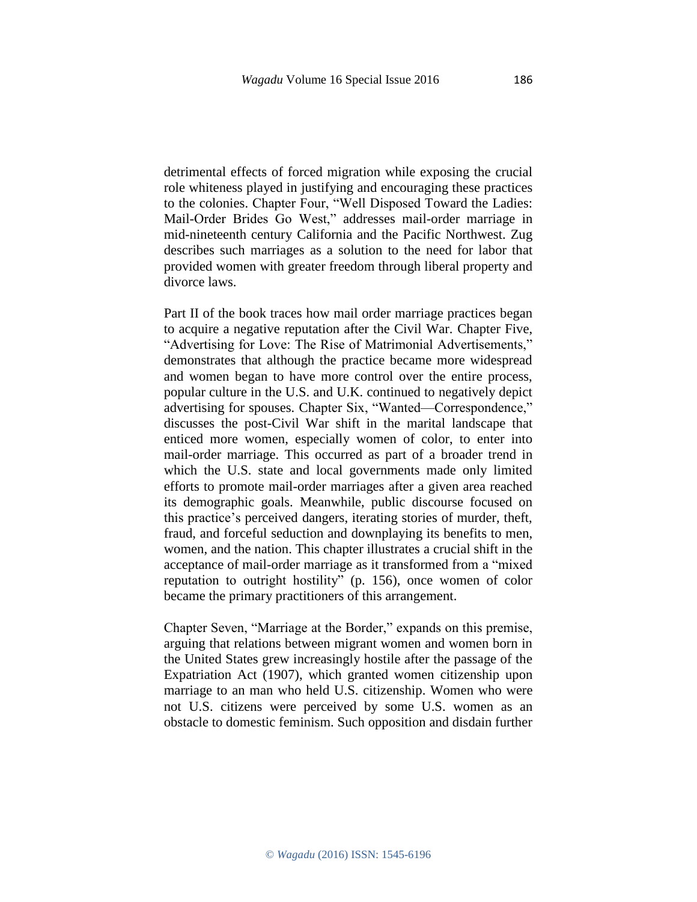detrimental effects of forced migration while exposing the crucial role whiteness played in justifying and encouraging these practices to the colonies. Chapter Four, "Well Disposed Toward the Ladies: Mail-Order Brides Go West," addresses mail-order marriage in mid-nineteenth century California and the Pacific Northwest. Zug describes such marriages as a solution to the need for labor that provided women with greater freedom through liberal property and divorce laws.

Part II of the book traces how mail order marriage practices began to acquire a negative reputation after the Civil War. Chapter Five, "Advertising for Love: The Rise of Matrimonial Advertisements," demonstrates that although the practice became more widespread and women began to have more control over the entire process, popular culture in the U.S. and U.K. continued to negatively depict advertising for spouses. Chapter Six, "Wanted—Correspondence," discusses the post-Civil War shift in the marital landscape that enticed more women, especially women of color, to enter into mail-order marriage. This occurred as part of a broader trend in which the U.S. state and local governments made only limited efforts to promote mail-order marriages after a given area reached its demographic goals. Meanwhile, public discourse focused on this practice's perceived dangers, iterating stories of murder, theft, fraud, and forceful seduction and downplaying its benefits to men, women, and the nation. This chapter illustrates a crucial shift in the acceptance of mail-order marriage as it transformed from a "mixed reputation to outright hostility" (p. 156), once women of color became the primary practitioners of this arrangement.

Chapter Seven, "Marriage at the Border," expands on this premise, arguing that relations between migrant women and women born in the United States grew increasingly hostile after the passage of the Expatriation Act (1907), which granted women citizenship upon marriage to an man who held U.S. citizenship. Women who were not U.S. citizens were perceived by some U.S. women as an obstacle to domestic feminism. Such opposition and disdain further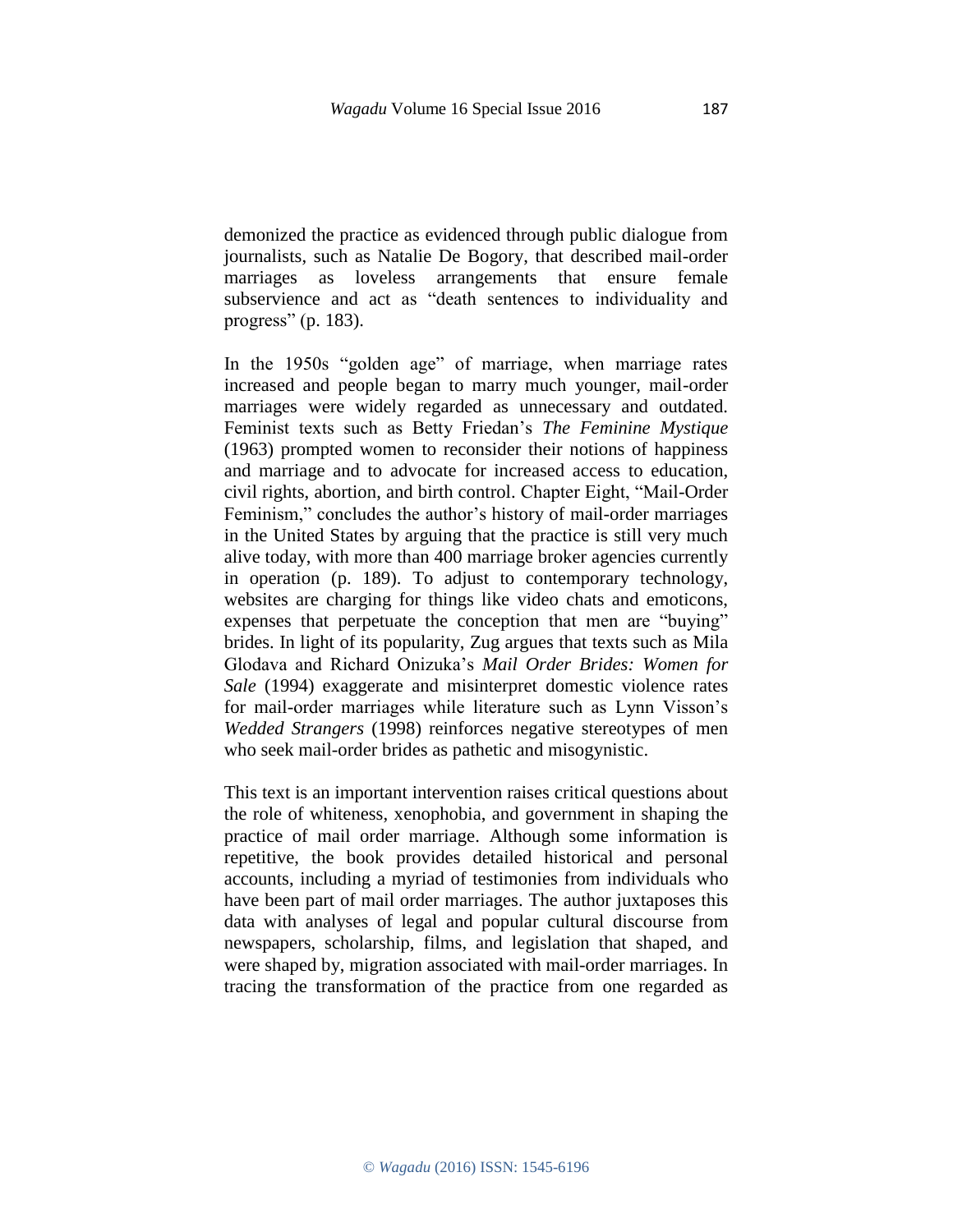demonized the practice as evidenced through public dialogue from journalists, such as Natalie De Bogory, that described mail-order marriages as loveless arrangements that ensure female subservience and act as "death sentences to individuality and progress" (p. 183).

In the 1950s "golden age" of marriage, when marriage rates increased and people began to marry much younger, mail-order marriages were widely regarded as unnecessary and outdated. Feminist texts such as Betty Friedan's *The Feminine Mystique* (1963) prompted women to reconsider their notions of happiness and marriage and to advocate for increased access to education, civil rights, abortion, and birth control. Chapter Eight, "Mail-Order Feminism," concludes the author's history of mail-order marriages in the United States by arguing that the practice is still very much alive today, with more than 400 marriage broker agencies currently in operation (p. 189). To adjust to contemporary technology, websites are charging for things like video chats and emoticons, expenses that perpetuate the conception that men are "buying" brides. In light of its popularity, Zug argues that texts such as Mila Glodava and Richard Onizuka's *Mail Order Brides: Women for Sale* (1994) exaggerate and misinterpret domestic violence rates for mail-order marriages while literature such as Lynn Visson's *Wedded Strangers* (1998) reinforces negative stereotypes of men who seek mail-order brides as pathetic and misogynistic.

This text is an important intervention raises critical questions about the role of whiteness, xenophobia, and government in shaping the practice of mail order marriage. Although some information is repetitive, the book provides detailed historical and personal accounts, including a myriad of testimonies from individuals who have been part of mail order marriages. The author juxtaposes this data with analyses of legal and popular cultural discourse from newspapers, scholarship, films, and legislation that shaped, and were shaped by, migration associated with mail-order marriages. In tracing the transformation of the practice from one regarded as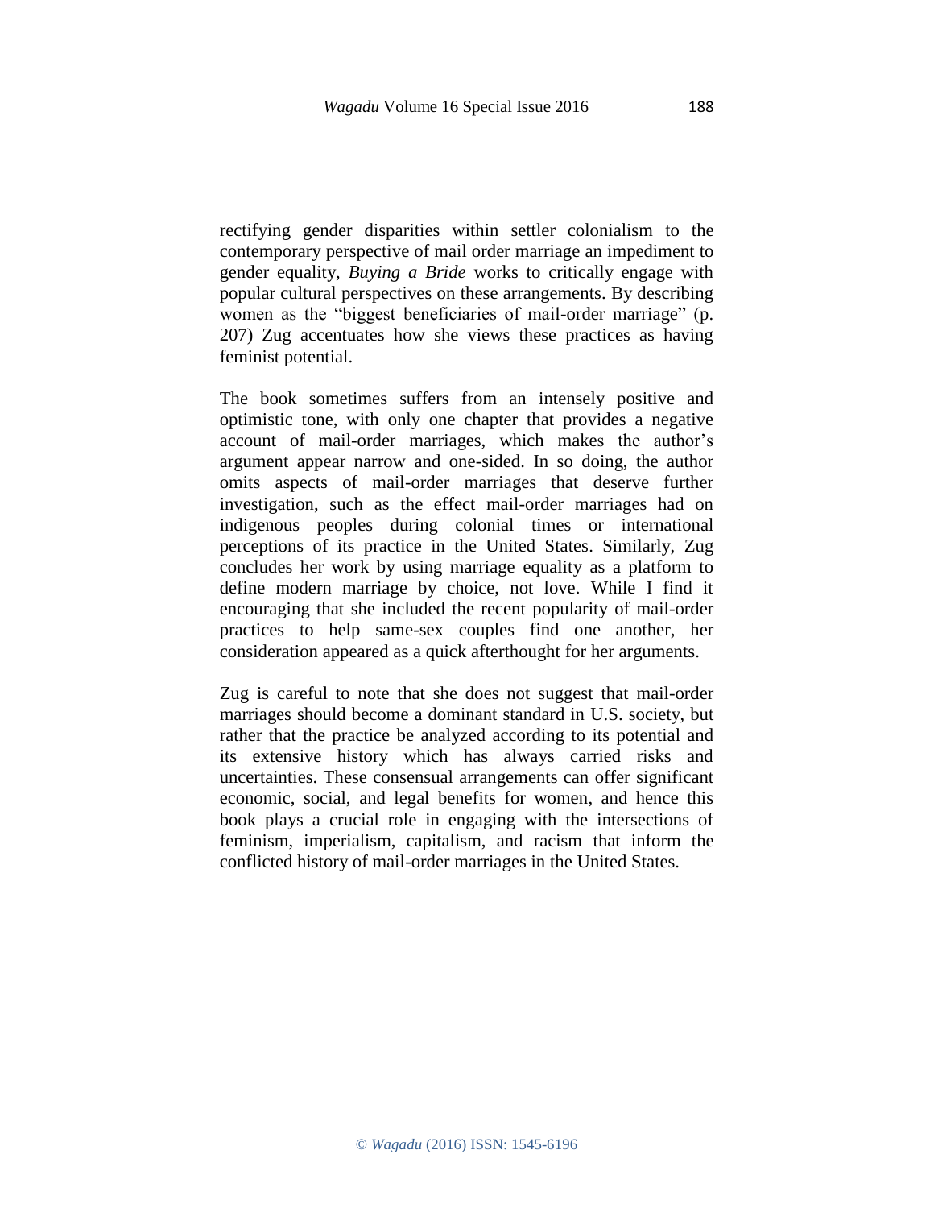rectifying gender disparities within settler colonialism to the contemporary perspective of mail order marriage an impediment to gender equality, *Buying a Bride* works to critically engage with popular cultural perspectives on these arrangements. By describing women as the "biggest beneficiaries of mail-order marriage" (p. 207) Zug accentuates how she views these practices as having feminist potential.

The book sometimes suffers from an intensely positive and optimistic tone, with only one chapter that provides a negative account of mail-order marriages, which makes the author's argument appear narrow and one-sided. In so doing, the author omits aspects of mail-order marriages that deserve further investigation, such as the effect mail-order marriages had on indigenous peoples during colonial times or international perceptions of its practice in the United States. Similarly, Zug concludes her work by using marriage equality as a platform to define modern marriage by choice, not love. While I find it encouraging that she included the recent popularity of mail-order practices to help same-sex couples find one another, her consideration appeared as a quick afterthought for her arguments.

Zug is careful to note that she does not suggest that mail-order marriages should become a dominant standard in U.S. society, but rather that the practice be analyzed according to its potential and its extensive history which has always carried risks and uncertainties. These consensual arrangements can offer significant economic, social, and legal benefits for women, and hence this book plays a crucial role in engaging with the intersections of feminism, imperialism, capitalism, and racism that inform the conflicted history of mail-order marriages in the United States.